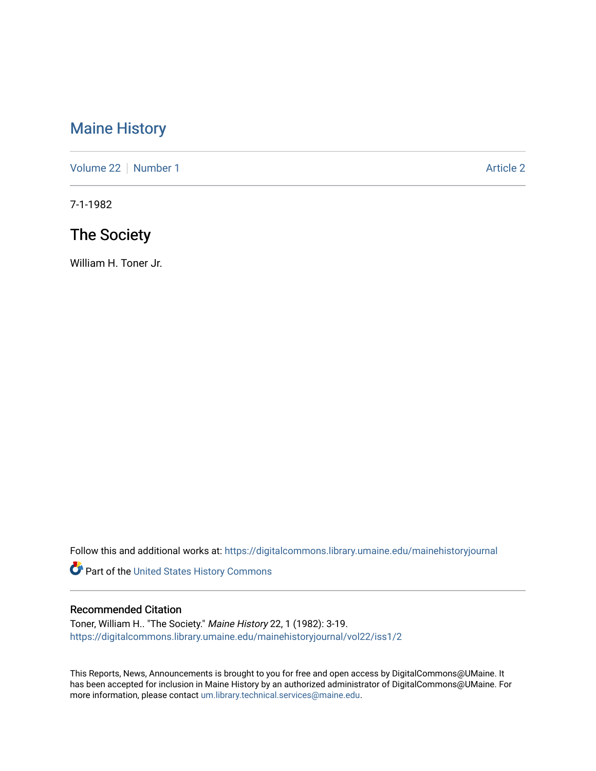# Maine History

Volume 22 | Number 1 | Article 2

7-1-1982

## The Society

William H. Toner Jr.

Follow this and additional works at: https://digitalcommons.library.umaine.edu/mainehistoryjournal

Part of the United States History Commons

### Recommended Citation

Toner, William H.. "The Society." *Maine History* 22, 1 (1982): 3-19.
https://digitalcommons.library.umaine.edu/mainehistoryjournal/vol22/iss1/2

This Reports, News, Announcements is brought to you for free and open access by DigitalCommons@UMaine. It has been accepted for inclusion in Maine History by an authorized administrator of DigitalCommons@UMaine. For more information, please contact um.library.technical.services@maine.edu.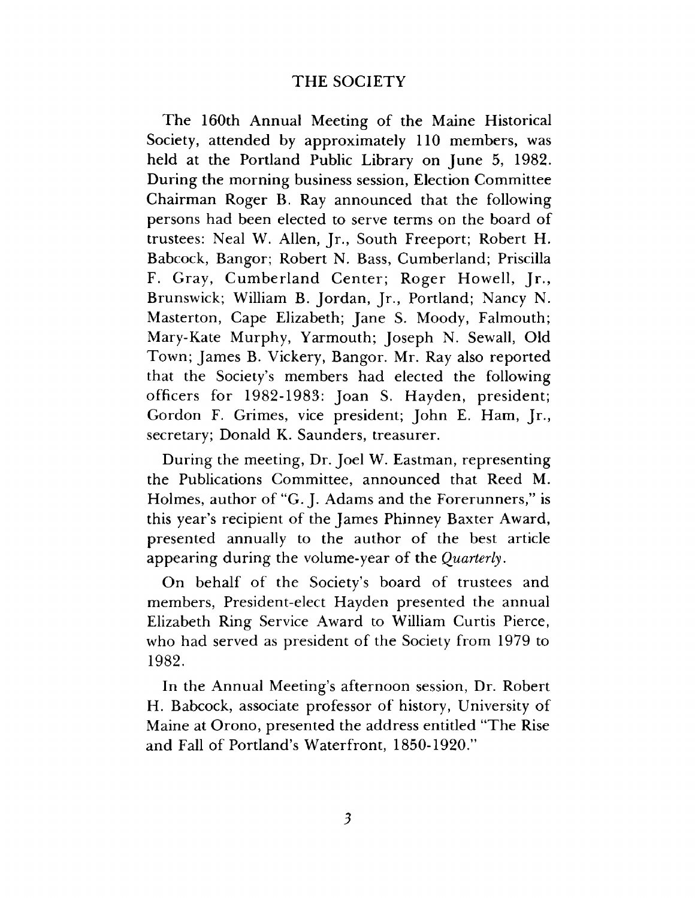## THE SOCIETY

The 160th Annual Meeting of the Maine Historical Society, attended by approximately 110 members, was held at the Portland Public Library on June 5, 1982. During the morning business session, Election Committee Chairman Roger B. Ray announced that the following persons had been elected to serve terms on the board of trustees: Neal W. Allen, Jr., South Freeport; Robert H. Babcock, Bangor; Robert N. Bass, Cumberland; Priscilla F. Gray, Cumberland Center; Roger Howell, Jr., Brunswick; William B. Jordan, Jr., Portland; Nancy N. Masterton, Cape Elizabeth; Jane S. Moody, Falmouth; Mary-Kate Murphy, Yarmouth; Joseph N. Sewall, Old Town; James B. Vickery, Bangor. Mr. Ray also reported that the Society's members had elected the following officers for 1982-1983: Joan S. Hayden, president; Gordon F. Grimes, vice president; John E. Ham, Jr., secretary; Donald K. Saunders, treasurer.

During the meeting, Dr. Joel W. Eastman, representing the Publications Committee, announced that Reed M. Holmes, author of "G. J. Adams and the Forerunners," is this year's recipient of the James Phinney Baxter Award, presented annually to the author of the best article appearing during the volume-year of the *Quarterly*.

On behalf of the Society's board of trustees and members, President-elect Hayden presented the annual Elizabeth Ring Service Award to William Curtis Pierce, who had served as president of the Society from 1979 to 1982.

In the Annual Meeting's afternoon session, Dr. Robert H. Babcock, associate professor of history, University of Maine at Orono, presented the address entitled "The Rise and Fall of Portland's Waterfront, 1850-1920."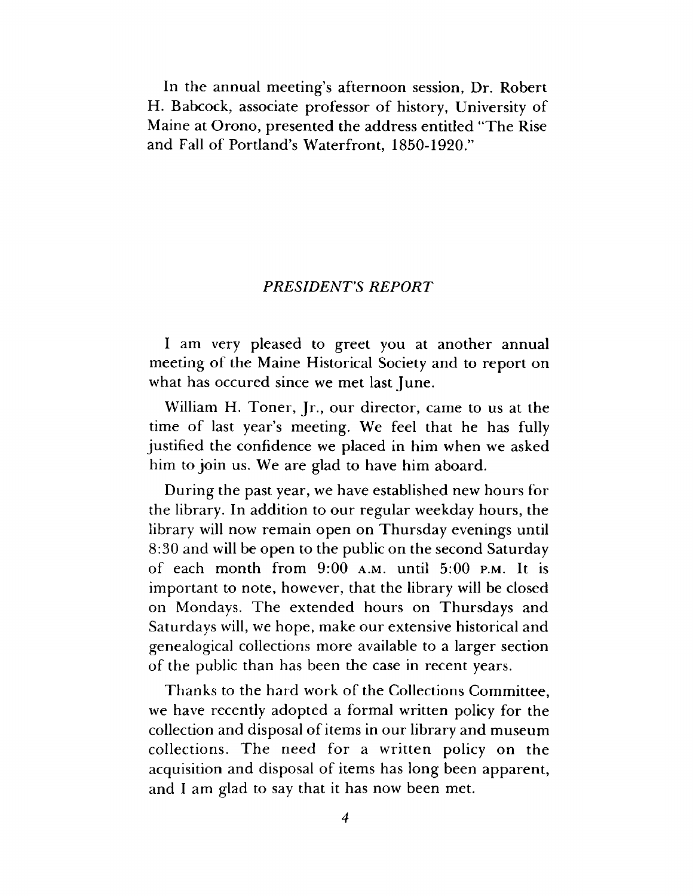In the annual meeting's afternoon session, Dr. Robert H. Babcock, associate professor of history, University of Maine at Orono, presented the address entitled "The Rise and Fall of Portland's Waterfront, 1850-1920."

## *PRESIDENT'S REPORT*

I am very pleased to greet you at another annual meeting of the Maine Historical Society and to report on what has occured since we met last June.

William H. Toner, Jr., our director, came to us at the time of last year's meeting. We feel that he has fully justified the confidence we placed in him when we asked him to join us. We are glad to have him aboard.

During the past year, we have established new hours for the library. In addition to our regular weekday hours, the library will now remain open on Thursday evenings until 8:30 and will be open to the public on the second Saturday of each month from 9:00 A.M. until 5:00 P.M. It is important to note, however, that the library will be closed on Mondays. The extended hours on Thursdays and Saturdays will, we hope, make our extensive historical and genealogical collections more available to a larger section of the public than has been the case in recent years.

Thanks to the hard work of the Collections Committee, we have recently adopted a formal written policy for the collection and disposal of items in our library and museum collections. The need for a written policy on the acquisition and disposal of items has long been apparent, and I am glad to say that it has now been met.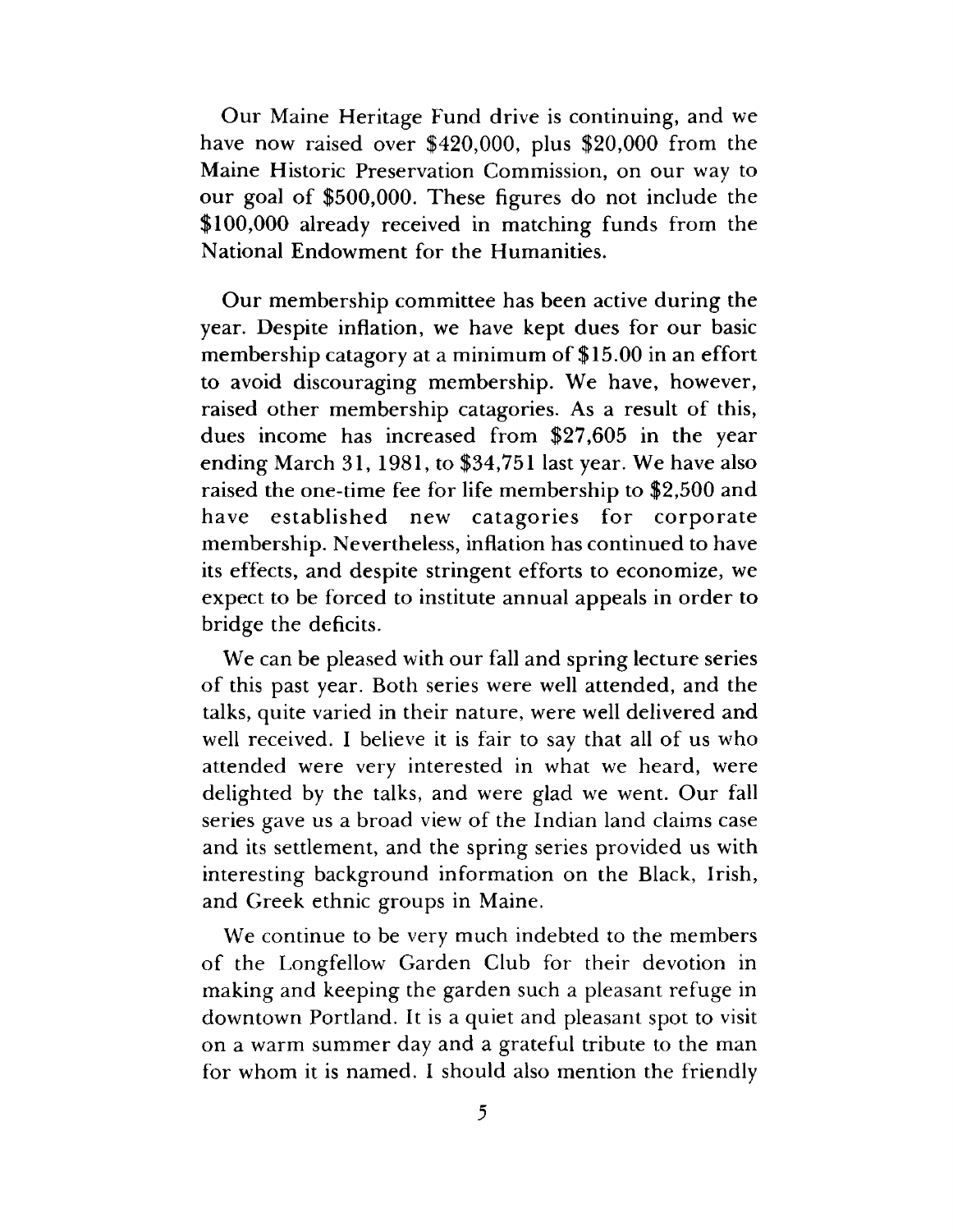Our Maine Heritage Fund drive is continuing, and we have now raised over $420,000, plus $20,000 from the Maine Historic Preservation Commission, on our way to our goal of $500,000. These figures do not include the $100,000 already received in matching funds from the National Endowment for the Humanities.

Our membership committee has been active during the year. Despite inflation, we have kept dues for our basic membership catagory at a minimum of $15.00 in an effort to avoid discouraging membership. We have, however, raised other membership catagories. As a result of this, dues income has increased from $27,605 in the year ending March 31, 1981, to $34,751 last year. We have also raised the one-time fee for life membership to $2,500 and have established new catagories for corporate membership. Nevertheless, inflation has continued to have its effects, and despite stringent efforts to economize, we expect to be forced to institute annual appeals in order to bridge the deficits.

We can be pleased with our fall and spring lecture series of this past year. Both series were well attended, and the talks, quite varied in their nature, were well delivered and well received. I believe it is fair to say that all of us who attended were very interested in what we heard, were delighted by the talks, and were glad we went. Our fall series gave us a broad view of the Indian land claims case and its settlement, and the spring series provided us with interesting background information on the Black, Irish, and Greek ethnic groups in Maine.

We continue to be very much indebted to the members of the Longfellow Garden Club for their devotion in making and keeping the garden such a pleasant refuge in downtown Portland. It is a quiet and pleasant spot to visit on a warm summer day and a grateful tribute to the man for whom it is named. I should also mention the friendly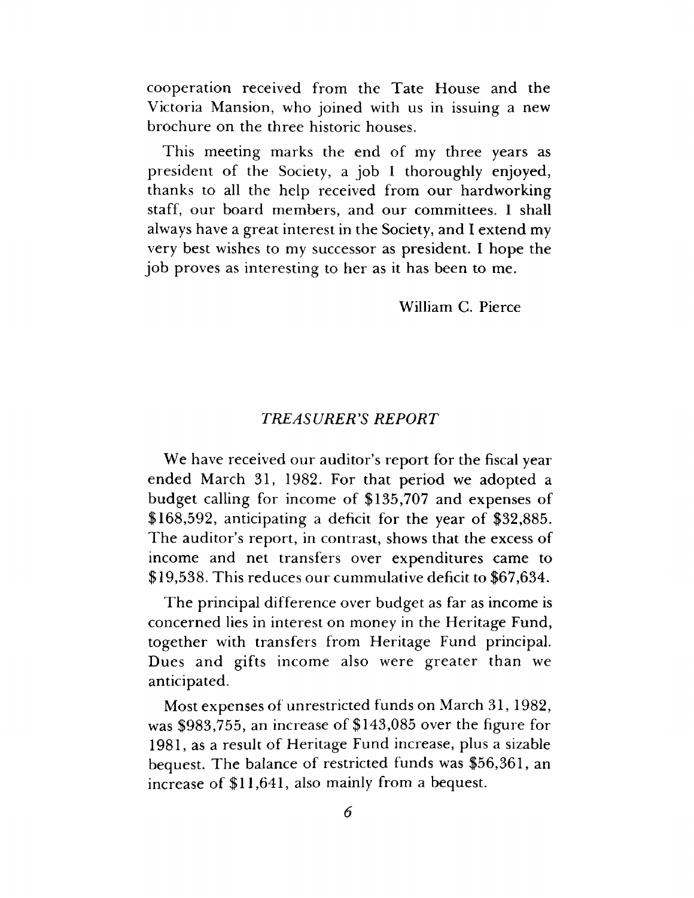cooperation received from the Tate House and the Victoria Mansion, who joined with us in issuing a new brochure on the three historic houses.

This meeting marks the end of my three years as president of the Society, a job I thoroughly enjoyed, thanks to all the help received from our hardworking staff, our board members, and our committees. I shall always have a great interest in the Society, and I extend my very best wishes to my successor as president. I hope the job proves as interesting to her as it has been to me.

William C. Pierce

## *TREASURER'S REPORT*

We have received our auditor's report for the fiscal year ended March 31, 1982. For that period we adopted a budget calling for income of $135,707 and expenses of $168,592, anticipating a deficit for the year of $32,885. The auditor's report, in contrast, shows that the excess of income and net transfers over expenditures came to $19,538. This reduces our cummulative deficit to $67,634.

The principal difference over budget as far as income is concerned lies in interest on money in the Heritage Fund, together with transfers from Heritage Fund principal. Dues and gifts income also were greater than we anticipated.

Most expenses of unrestricted funds on March 31, 1982, was $983,755, an increase of $143,085 over the figure for 1981, as a result of Heritage Fund increase, plus a sizable bequest. The balance of restricted funds was $56,361, an increase of $11,641, also mainly from a bequest.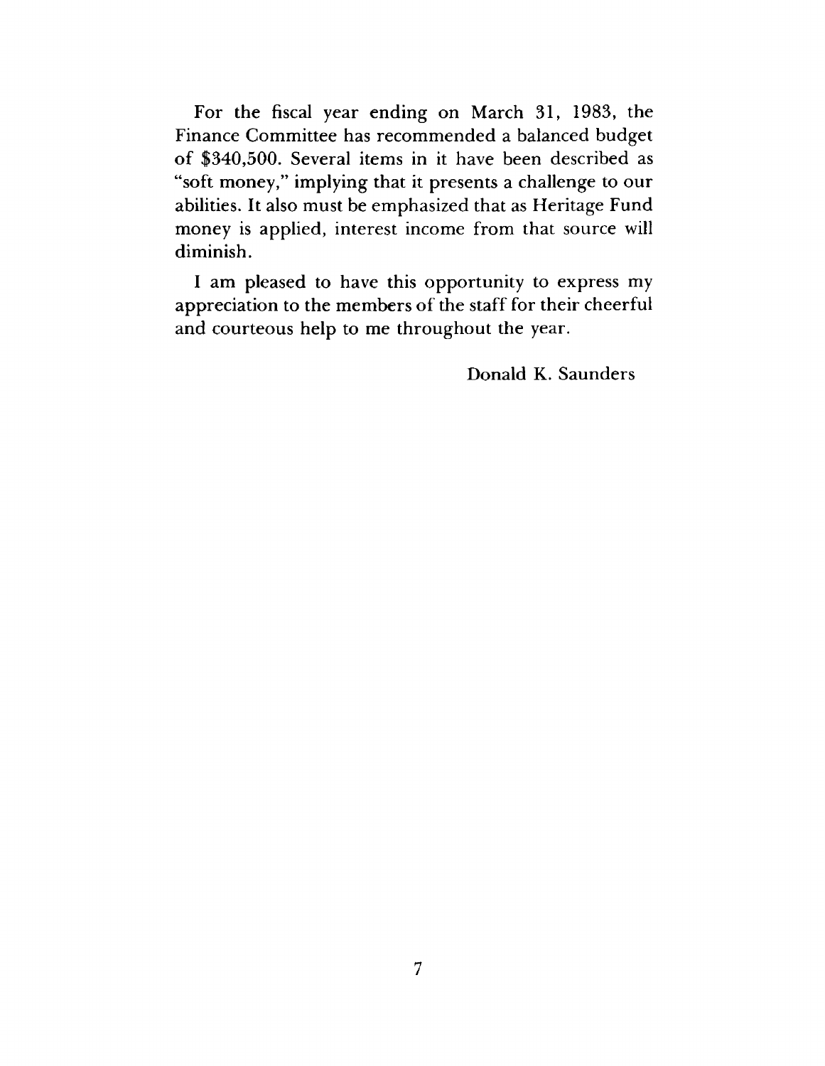For the fiscal year ending on March 31, 1983, the Finance Committee has recommended a balanced budget of $340,500. Several items in it have been described as "soft money," implying that it presents a challenge to our abilities. It also must be emphasized that as Heritage Fund money is applied, interest income from that source will diminish.

I am pleased to have this opportunity to express my appreciation to the members of the staff for their cheerful and courteous help to me throughout the year.

Donald K. Saunders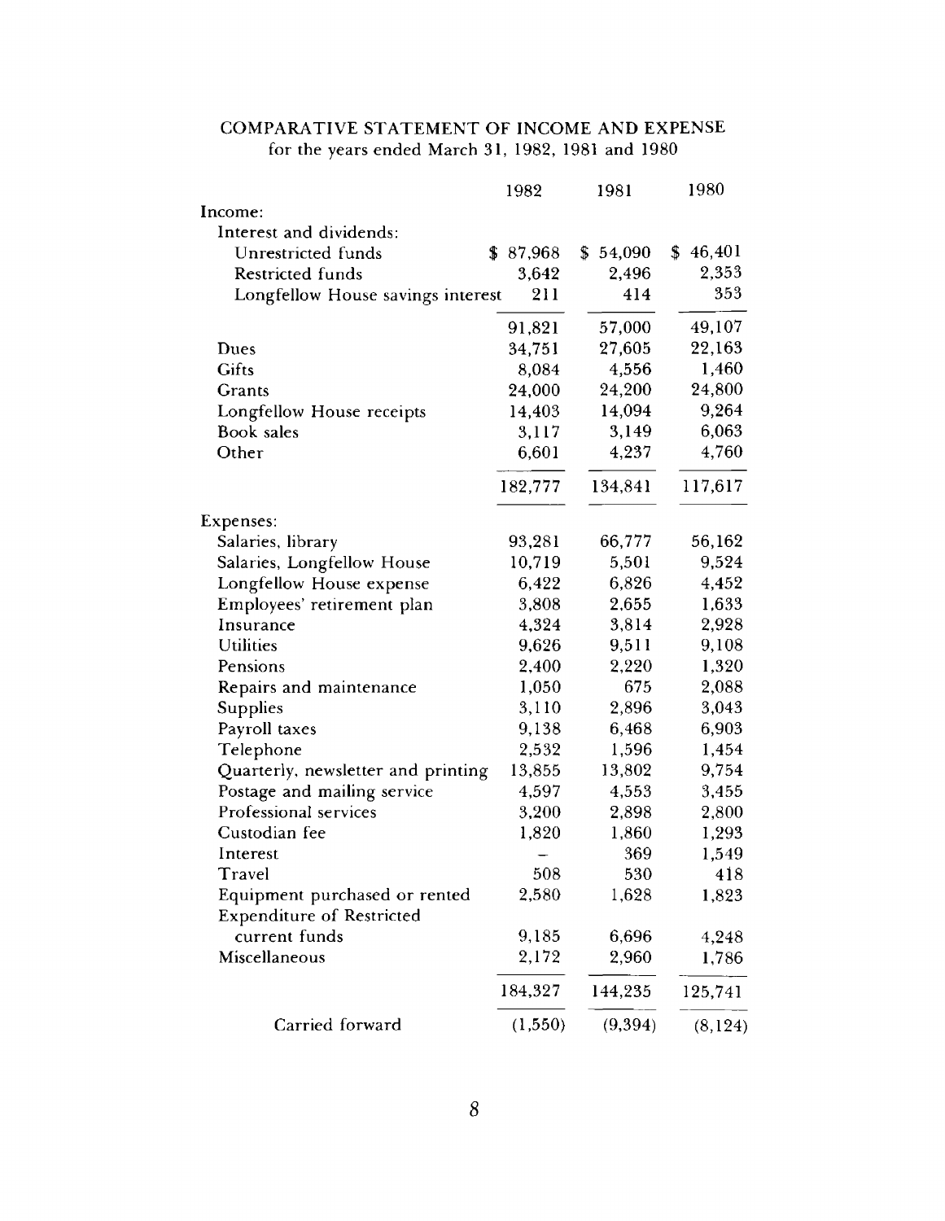## COMPARATIVE STATEMENT OF INCOME AND EXPENSE
for the years ended March 31, 1982, 1981 and 1980

| | 1982 | 1981 | 1980 |
|---|---|---|---|
| Income: | | | |
| Interest and dividends: | | | |
| Unrestricted funds | $ 87,968 | $ 54,090 | $ 46,401 |
| Restricted funds | 3,642 | 2,496 | 2,353 |
| Longfellow House savings interest | 211 | 414 | 353 |
| | 91,821 | 57,000 | 49,107 |
| Dues | 34,751 | 27,605 | 22,163 |
| Gifts | 8,084 | 4,556 | 1,460 |
| Grants | 24,000 | 24,200 | 24,800 |
| Longfellow House receipts | 14,403 | 14,094 | 9,264 |
| Book sales | 3,117 | 3,149 | 6,063 |
| Other | 6,601 | 4,237 | 4,760 |
| | 182,777 | 134,841 | 117,617 |
| Expenses: | | | |
| Salaries, library | 93,281 | 66,777 | 56,162 |
| Salaries, Longfellow House | 10,719 | 5,501 | 9,524 |
| Longfellow House expense | 6,422 | 6,826 | 4,452 |
| Employees' retirement plan | 3,808 | 2,655 | 1,633 |
| Insurance | 4,324 | 3,814 | 2,928 |
| Utilities | 9,626 | 9,511 | 9,108 |
| Pensions | 2,400 | 2,220 | 1,320 |
| Repairs and maintenance | 1,050 | 675 | 2,088 |
| Supplies | 3,110 | 2,896 | 3,043 |
| Payroll taxes | 9,138 | 6,468 | 6,903 |
| Telephone | 2,532 | 1,596 | 1,454 |
| Quarterly, newsletter and printing | 13,855 | 13,802 | 9,754 |
| Postage and mailing service | 4,597 | 4,553 | 3,455 |
| Professional services | 3,200 | 2,898 | 2,800 |
| Custodian fee | 1,820 | 1,860 | 1,293 |
| Interest | – | 369 | 1,549 |
| Travel | 508 | 530 | 418 |
| Equipment purchased or rented | 2,580 | 1,628 | 1,823 |
| Expenditure of Restricted current funds | 9,185 | 6,696 | 4,248 |
| Miscellaneous | 2,172 | 2,960 | 1,786 |
| | 184,327 | 144,235 | 125,741 |
| Carried forward | (1,550) | (9,394) | (8,124) |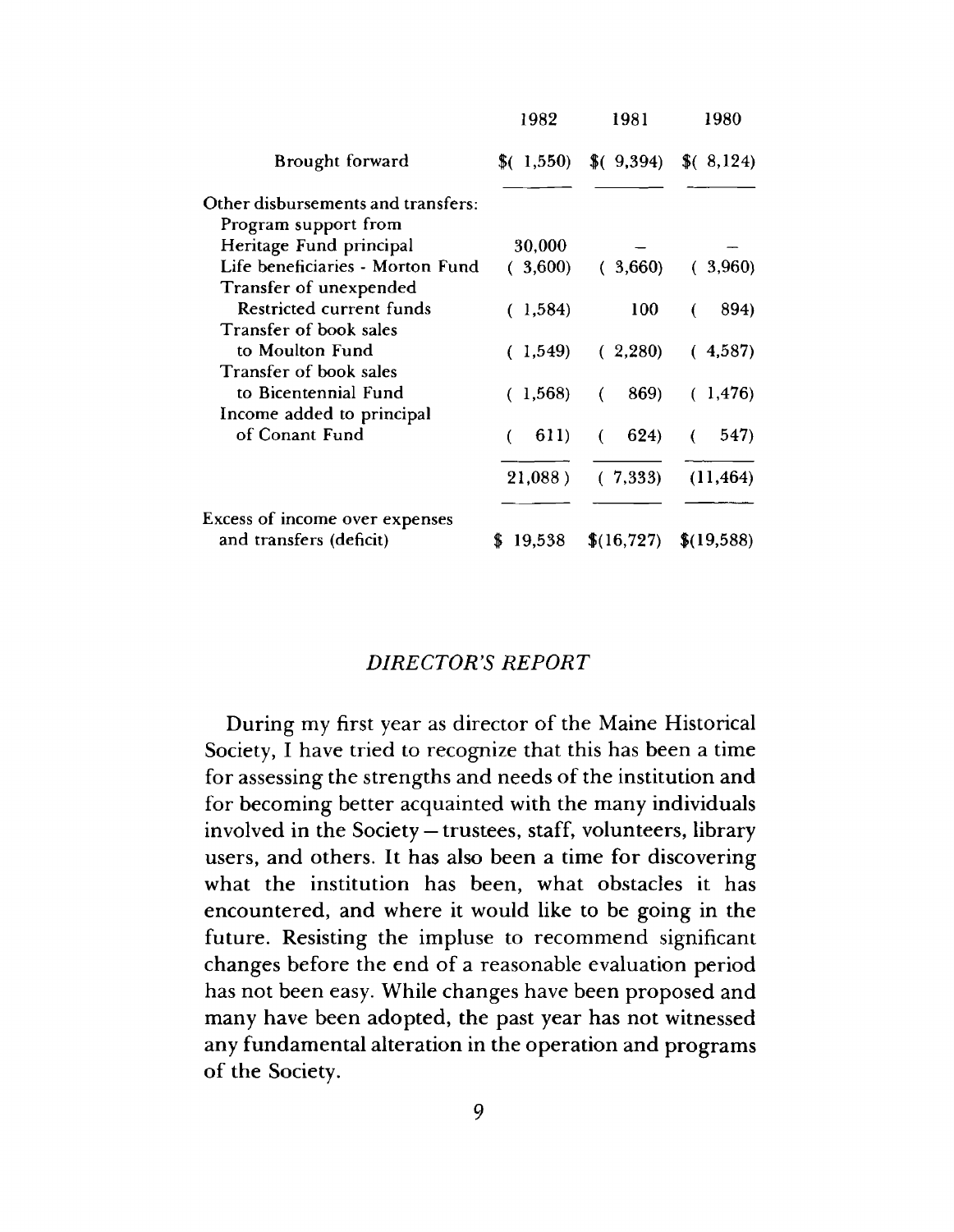| | 1982 | 1981 | 1980 |
|---|---|---|---|
| Brought forward | $( 1,550) | $( 9,394) | $( 8,124) |
| Other disbursements and transfers: | | | |
| Program support from Heritage Fund principal | 30,000 | — | — |
| Life beneficiaries - Morton Fund | ( 3,600) | ( 3,660) | ( 3,960) |
| Transfer of unexpended Restricted current funds | ( 1,584) | 100 | ( 894) |
| Transfer of book sales to Moulton Fund | ( 1,549) | ( 2,280) | ( 4,587) |
| Transfer of book sales to Bicentennial Fund | ( 1,568) | ( 869) | ( 1,476) |
| Income added to principal of Conant Fund | ( 611) | ( 624) | ( 547) |
| | 21,088 ) | ( 7,333) | (11,464) |
| Excess of income over expenses and transfers (deficit) | $ 19,538 | $(16,727) | $(19,588) |

## *DIRECTOR'S REPORT*

During my first year as director of the Maine Historical Society, I have tried to recognize that this has been a time for assessing the strengths and needs of the institution and for becoming better acquainted with the many individuals involved in the Society — trustees, staff, volunteers, library users, and others. It has also been a time for discovering what the institution has been, what obstacles it has encountered, and where it would like to be going in the future. Resisting the impluse to recommend significant changes before the end of a reasonable evaluation period has not been easy. While changes have been proposed and many have been adopted, the past year has not witnessed any fundamental alteration in the operation and programs of the Society.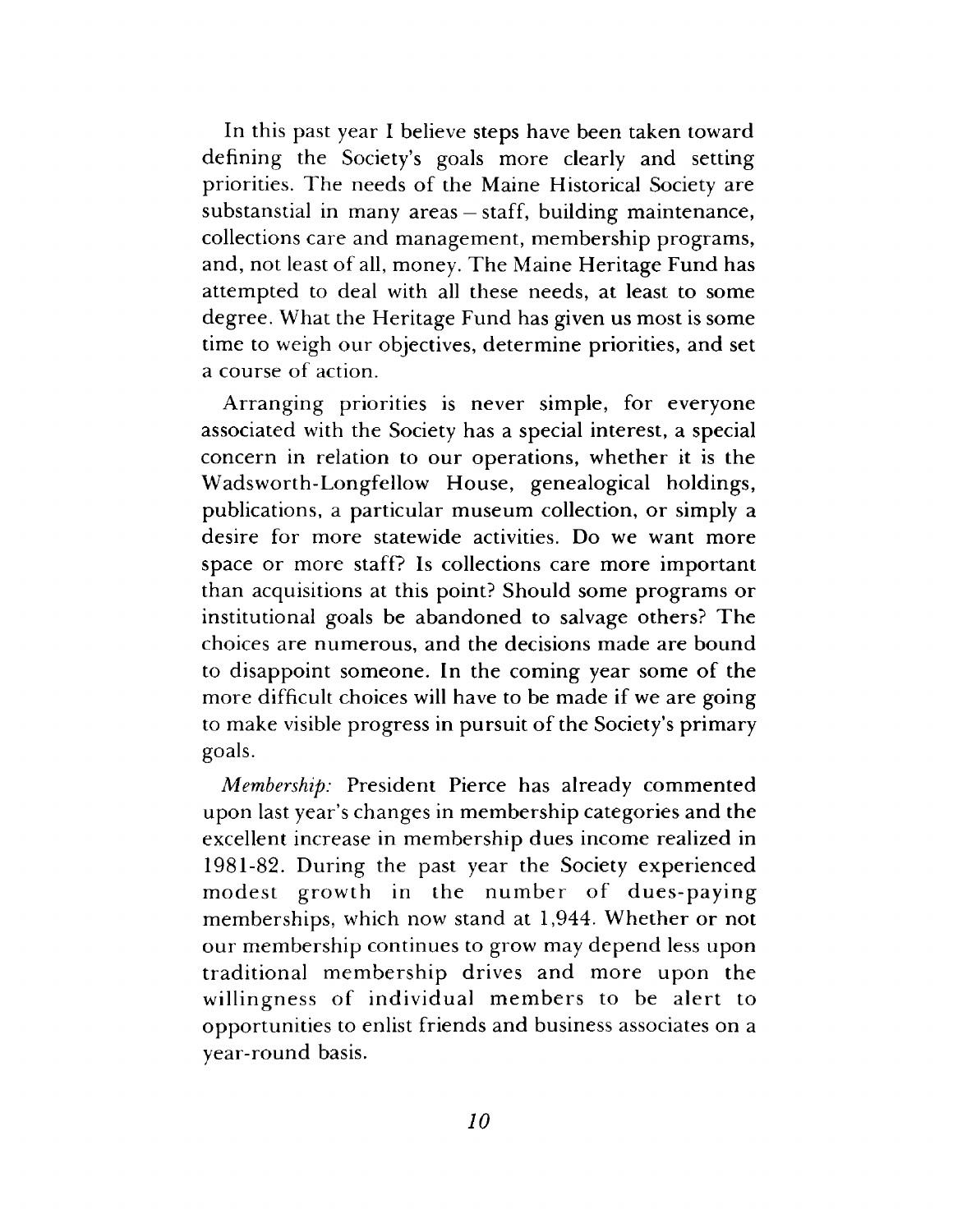In this past year I believe steps have been taken toward defining the Society's goals more clearly and setting priorities. The needs of the Maine Historical Society are substanstial in many areas – staff, building maintenance, collections care and management, membership programs, and, not least of all, money. The Maine Heritage Fund has attempted to deal with all these needs, at least to some degree. What the Heritage Fund has given us most is some time to weigh our objectives, determine priorities, and set a course of action.

Arranging priorities is never simple, for everyone associated with the Society has a special interest, a special concern in relation to our operations, whether it is the Wadsworth-Longfellow House, genealogical holdings, publications, a particular museum collection, or simply a desire for more statewide activities. Do we want more space or more staff? Is collections care more important than acquisitions at this point? Should some programs or institutional goals be abandoned to salvage others? The choices are numerous, and the decisions made are bound to disappoint someone. In the coming year some of the more difficult choices will have to be made if we are going to make visible progress in pursuit of the Society's primary goals.

*Membership:* President Pierce has already commented upon last year's changes in membership categories and the excellent increase in membership dues income realized in 1981-82. During the past year the Society experienced modest growth in the number of dues-paying memberships, which now stand at 1,944. Whether or not our membership continues to grow may depend less upon traditional membership drives and more upon the willingness of individual members to be alert to opportunities to enlist friends and business associates on a year-round basis.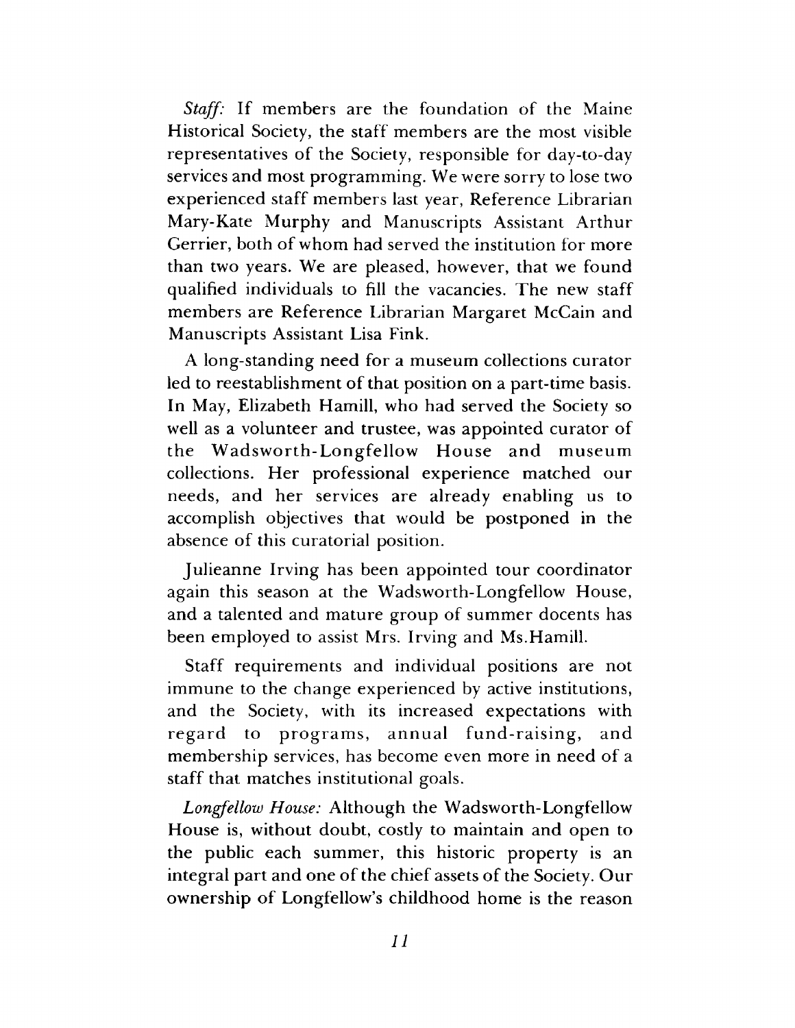*Staff:* If members are the foundation of the Maine Historical Society, the staff members are the most visible representatives of the Society, responsible for day-to-day services and most programming. We were sorry to lose two experienced staff members last year, Reference Librarian Mary-Kate Murphy and Manuscripts Assistant Arthur Gerrier, both of whom had served the institution for more than two years. We are pleased, however, that we found qualified individuals to fill the vacancies. The new staff members are Reference Librarian Margaret McCain and Manuscripts Assistant Lisa Fink.

A long-standing need for a museum collections curator led to reestablishment of that position on a part-time basis. In May, Elizabeth Hamill, who had served the Society so well as a volunteer and trustee, was appointed curator of the Wadsworth-Longfellow House and museum collections. Her professional experience matched our needs, and her services are already enabling us to accomplish objectives that would be postponed in the absence of this curatorial position.

Julieanne Irving has been appointed tour coordinator again this season at the Wadsworth-Longfellow House, and a talented and mature group of summer docents has been employed to assist Mrs. Irving and Ms.Hamill.

Staff requirements and individual positions are not immune to the change experienced by active institutions, and the Society, with its increased expectations with regard to programs, annual fund-raising, and membership services, has become even more in need of a staff that matches institutional goals.

*Longfellow House:* Although the Wadsworth-Longfellow House is, without doubt, costly to maintain and open to the public each summer, this historic property is an integral part and one of the chief assets of the Society. Our ownership of Longfellow's childhood home is the reason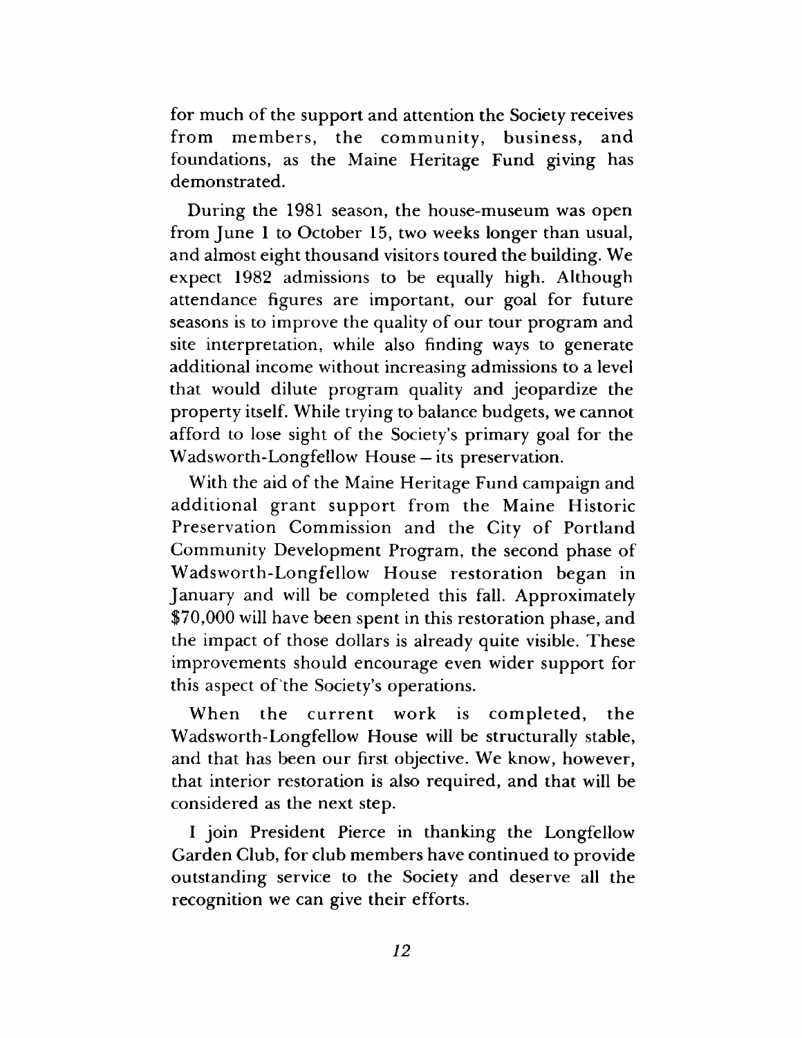for much of the support and attention the Society receives from members, the community, business, and foundations, as the Maine Heritage Fund giving has demonstrated.

During the 1981 season, the house-museum was open from June 1 to October 15, two weeks longer than usual, and almost eight thousand visitors toured the building. We expect 1982 admissions to be equally high. Although attendance figures are important, our goal for future seasons is to improve the quality of our tour program and site interpretation, while also finding ways to generate additional income without increasing admissions to a level that would dilute program quality and jeopardize the property itself. While trying to balance budgets, we cannot afford to lose sight of the Society's primary goal for the Wadsworth-Longfellow House – its preservation.

With the aid of the Maine Heritage Fund campaign and additional grant support from the Maine Historic Preservation Commission and the City of Portland Community Development Program, the second phase of Wadsworth-Longfellow House restoration began in January and will be completed this fall. Approximately $70,000 will have been spent in this restoration phase, and the impact of those dollars is already quite visible. These improvements should encourage even wider support for this aspect of the Society's operations.

When the current work is completed, the Wadsworth-Longfellow House will be structurally stable, and that has been our first objective. We know, however, that interior restoration is also required, and that will be considered as the next step.

I join President Pierce in thanking the Longfellow Garden Club, for club members have continued to provide outstanding service to the Society and deserve all the recognition we can give their efforts.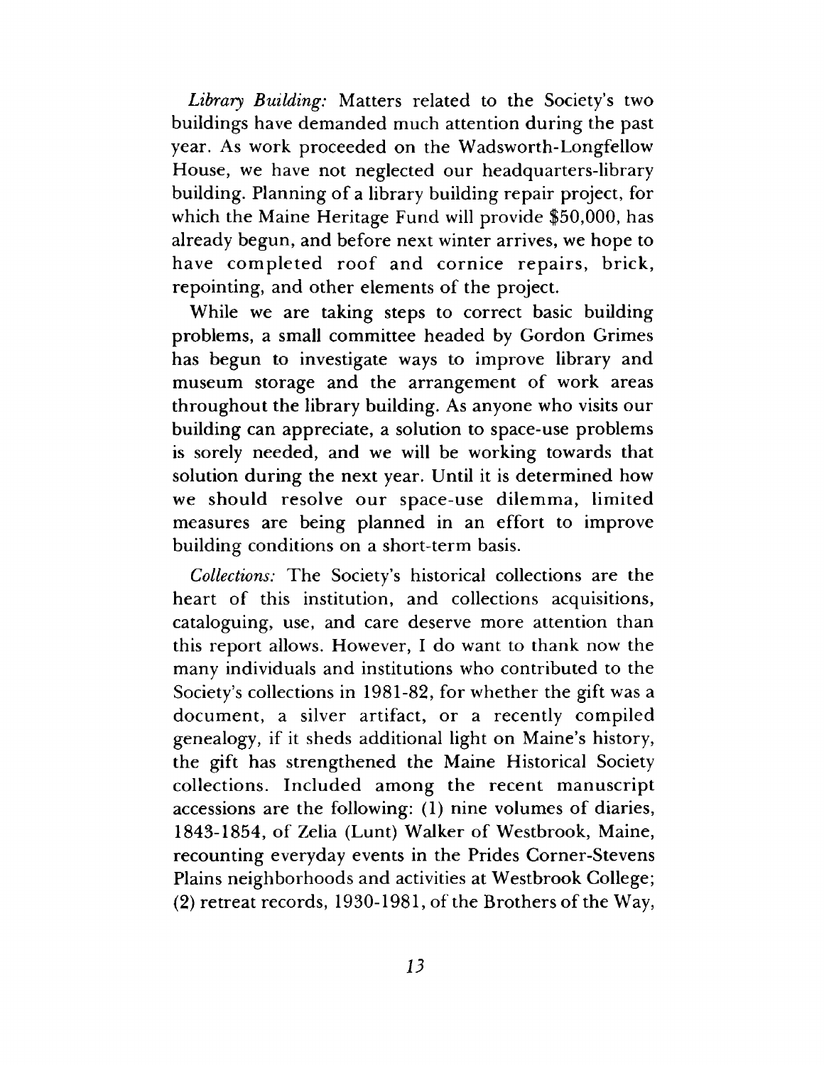*Library Building:* Matters related to the Society's two buildings have demanded much attention during the past year. As work proceeded on the Wadsworth-Longfellow House, we have not neglected our headquarters-library building. Planning of a library building repair project, for which the Maine Heritage Fund will provide $50,000, has already begun, and before next winter arrives, we hope to have completed roof and cornice repairs, brick, repointing, and other elements of the project.

While we are taking steps to correct basic building problems, a small committee headed by Gordon Grimes has begun to investigate ways to improve library and museum storage and the arrangement of work areas throughout the library building. As anyone who visits our building can appreciate, a solution to space-use problems is sorely needed, and we will be working towards that solution during the next year. Until it is determined how we should resolve our space-use dilemma, limited measures are being planned in an effort to improve building conditions on a short-term basis.

*Collections:* The Society's historical collections are the heart of this institution, and collections acquisitions, cataloguing, use, and care deserve more attention than this report allows. However, I do want to thank now the many individuals and institutions who contributed to the Society's collections in 1981-82, for whether the gift was a document, a silver artifact, or a recently compiled genealogy, if it sheds additional light on Maine's history, the gift has strengthened the Maine Historical Society collections. Included among the recent manuscript accessions are the following: (1) nine volumes of diaries, 1843-1854, of Zelia (Lunt) Walker of Westbrook, Maine, recounting everyday events in the Prides Corner-Stevens Plains neighborhoods and activities at Westbrook College; (2) retreat records, 1930-1981, of the Brothers of the Way,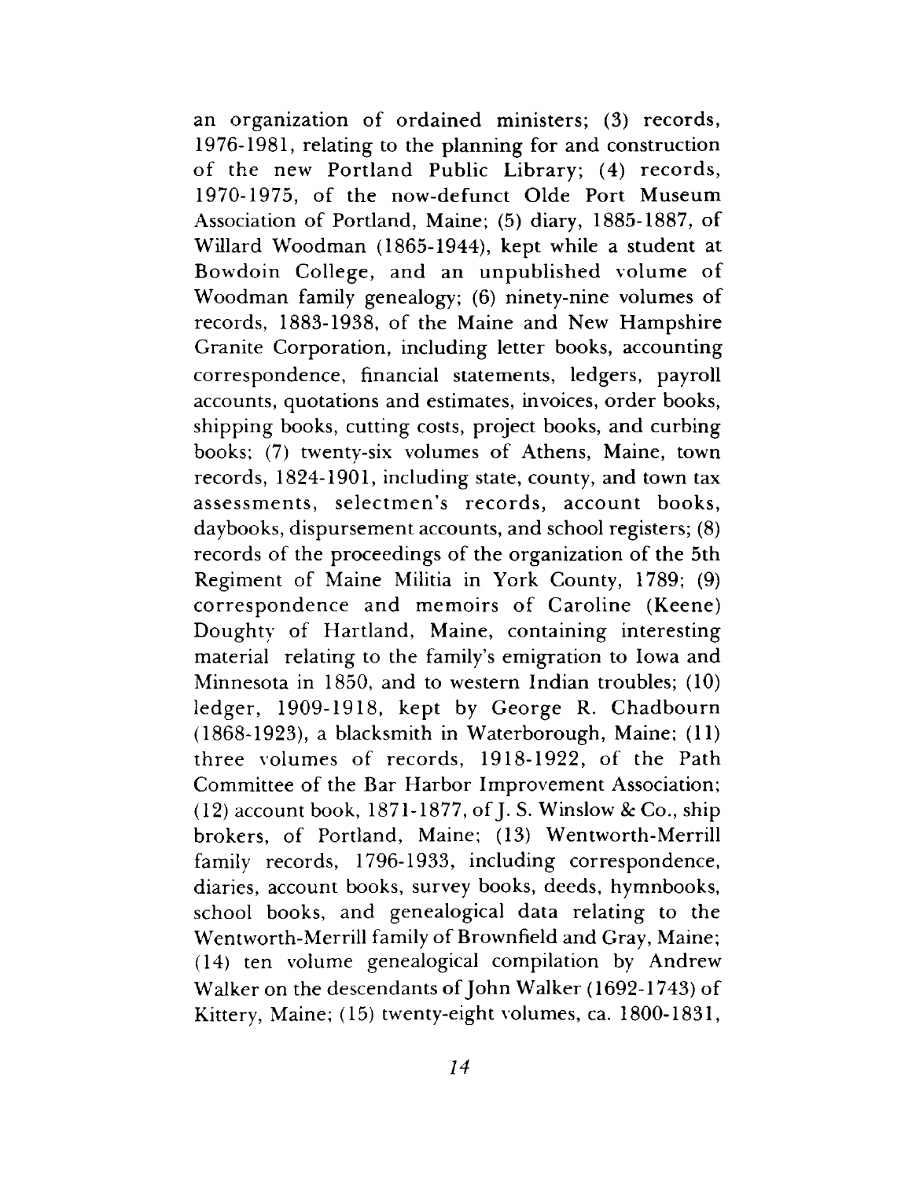an organization of ordained ministers; (3) records, 1976-1981, relating to the planning for and construction of the new Portland Public Library; (4) records, 1970-1975, of the now-defunct Olde Port Museum Association of Portland, Maine; (5) diary, 1885-1887, of Willard Woodman (1865-1944), kept while a student at Bowdoin College, and an unpublished volume of Woodman family genealogy; (6) ninety-nine volumes of records, 1883-1938, of the Maine and New Hampshire Granite Corporation, including letter books, accounting correspondence, financial statements, ledgers, payroll accounts, quotations and estimates, invoices, order books, shipping books, cutting costs, project books, and curbing books; (7) twenty-six volumes of Athens, Maine, town records, 1824-1901, including state, county, and town tax assessments, selectmen's records, account books, daybooks, dispursement accounts, and school registers; (8) records of the proceedings of the organization of the 5th Regiment of Maine Militia in York County, 1789; (9) correspondence and memoirs of Caroline (Keene) Doughty of Hartland, Maine, containing interesting material relating to the family's emigration to Iowa and Minnesota in 1850, and to western Indian troubles; (10) ledger, 1909-1918, kept by George R. Chadbourn (1868-1923), a blacksmith in Waterborough, Maine; (11) three volumes of records, 1918-1922, of the Path Committee of the Bar Harbor Improvement Association; (12) account book, 1871-1877, of J. S. Winslow & Co., ship brokers, of Portland, Maine; (13) Wentworth-Merrill family records, 1796-1933, including correspondence, diaries, account books, survey books, deeds, hymnbooks, school books, and genealogical data relating to the Wentworth-Merrill family of Brownfield and Gray, Maine; (14) ten volume genealogical compilation by Andrew Walker on the descendants of John Walker (1692-1743) of Kittery, Maine; (15) twenty-eight volumes, ca. 1800-1831,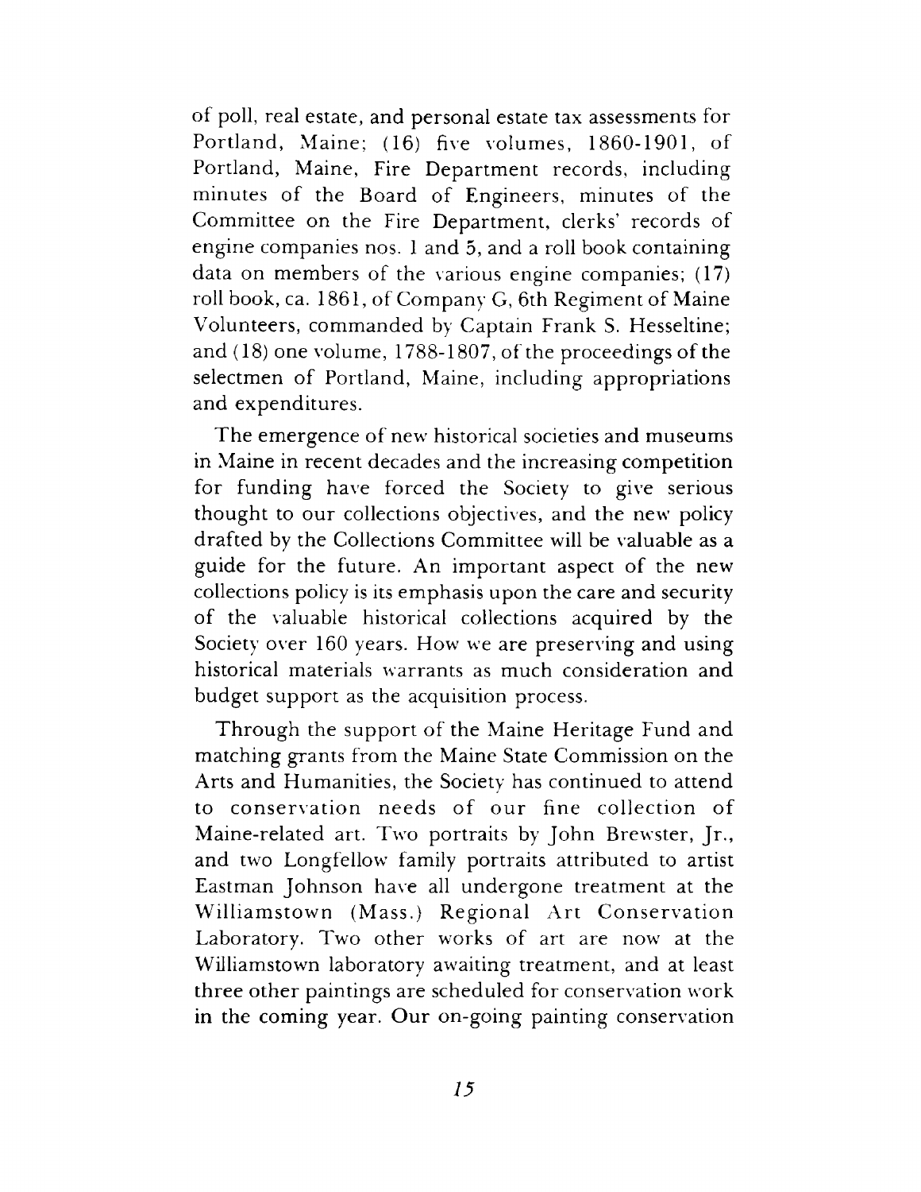of poll, real estate, and personal estate tax assessments for Portland, Maine; (16) five volumes, 1860-1901, of Portland, Maine, Fire Department records, including minutes of the Board of Engineers, minutes of the Committee on the Fire Department, clerks' records of engine companies nos. 1 and 5, and a roll book containing data on members of the various engine companies; (17) roll book, ca. 1861, of Company G, 6th Regiment of Maine Volunteers, commanded by Captain Frank S. Hesseltine; and (18) one volume, 1788-1807, of the proceedings of the selectmen of Portland, Maine, including appropriations and expenditures.

The emergence of new historical societies and museums in Maine in recent decades and the increasing competition for funding have forced the Society to give serious thought to our collections objectives, and the new policy drafted by the Collections Committee will be valuable as a guide for the future. An important aspect of the new collections policy is its emphasis upon the care and security of the valuable historical collections acquired by the Society over 160 years. How we are preserving and using historical materials warrants as much consideration and budget support as the acquisition process.

Through the support of the Maine Heritage Fund and matching grants from the Maine State Commission on the Arts and Humanities, the Society has continued to attend to conservation needs of our fine collection of Maine-related art. Two portraits by John Brewster, Jr., and two Longfellow family portraits attributed to artist Eastman Johnson have all undergone treatment at the Williamstown (Mass.) Regional Art Conservation Laboratory. Two other works of art are now at the Williamstown laboratory awaiting treatment, and at least three other paintings are scheduled for conservation work in the coming year. Our on-going painting conservation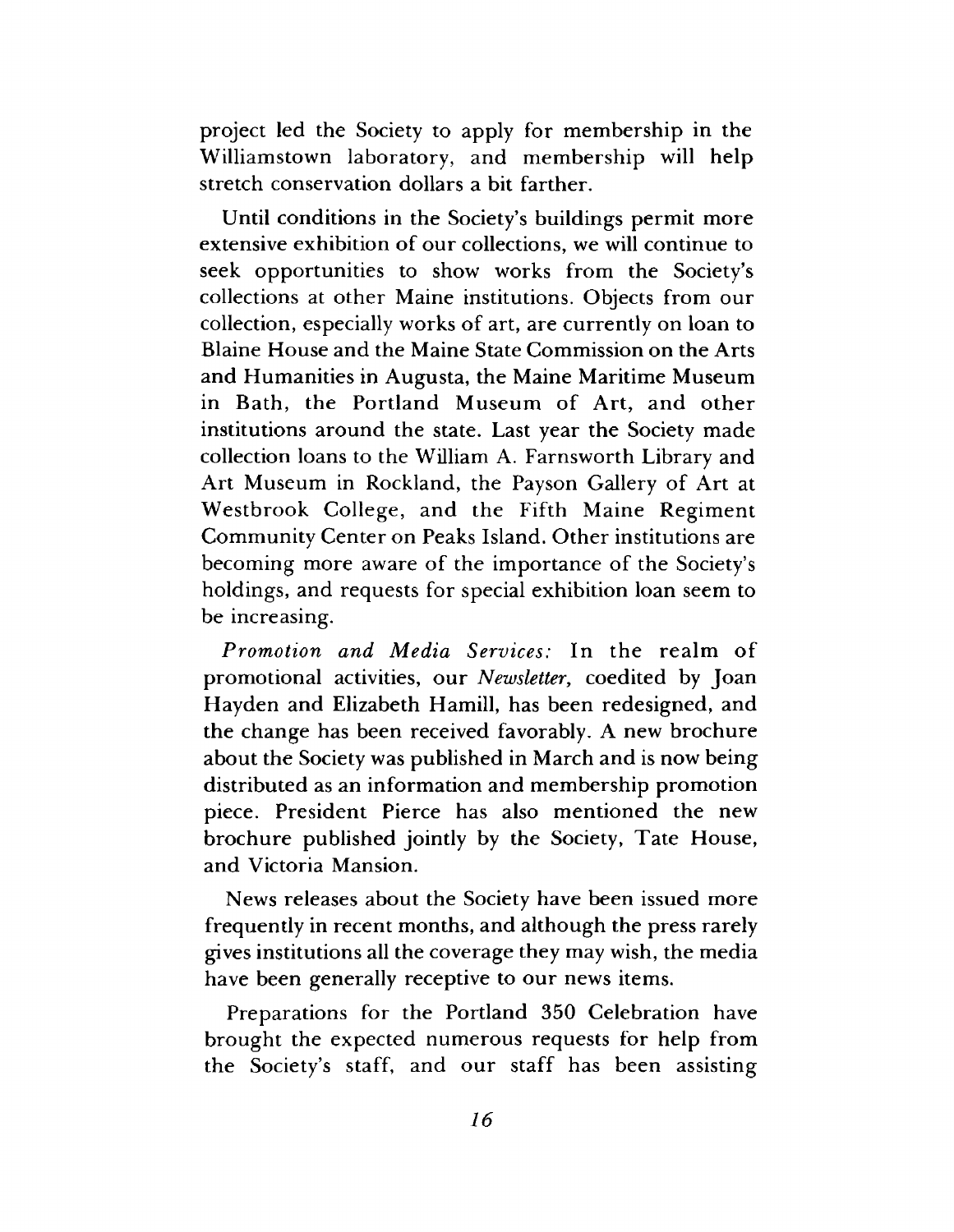project led the Society to apply for membership in the Williamstown laboratory, and membership will help stretch conservation dollars a bit farther.

Until conditions in the Society's buildings permit more extensive exhibition of our collections, we will continue to seek opportunities to show works from the Society's collections at other Maine institutions. Objects from our collection, especially works of art, are currently on loan to Blaine House and the Maine State Commission on the Arts and Humanities in Augusta, the Maine Maritime Museum in Bath, the Portland Museum of Art, and other institutions around the state. Last year the Society made collection loans to the William A. Farnsworth Library and Art Museum in Rockland, the Payson Gallery of Art at Westbrook College, and the Fifth Maine Regiment Community Center on Peaks Island. Other institutions are becoming more aware of the importance of the Society's holdings, and requests for special exhibition loan seem to be increasing.

*Promotion and Media Services:* In the realm of promotional activities, our *Newsletter,* coedited by Joan Hayden and Elizabeth Hamill, has been redesigned, and the change has been received favorably. A new brochure about the Society was published in March and is now being distributed as an information and membership promotion piece. President Pierce has also mentioned the new brochure published jointly by the Society, Tate House, and Victoria Mansion.

News releases about the Society have been issued more frequently in recent months, and although the press rarely gives institutions all the coverage they may wish, the media have been generally receptive to our news items.

Preparations for the Portland 350 Celebration have brought the expected numerous requests for help from the Society's staff, and our staff has been assisting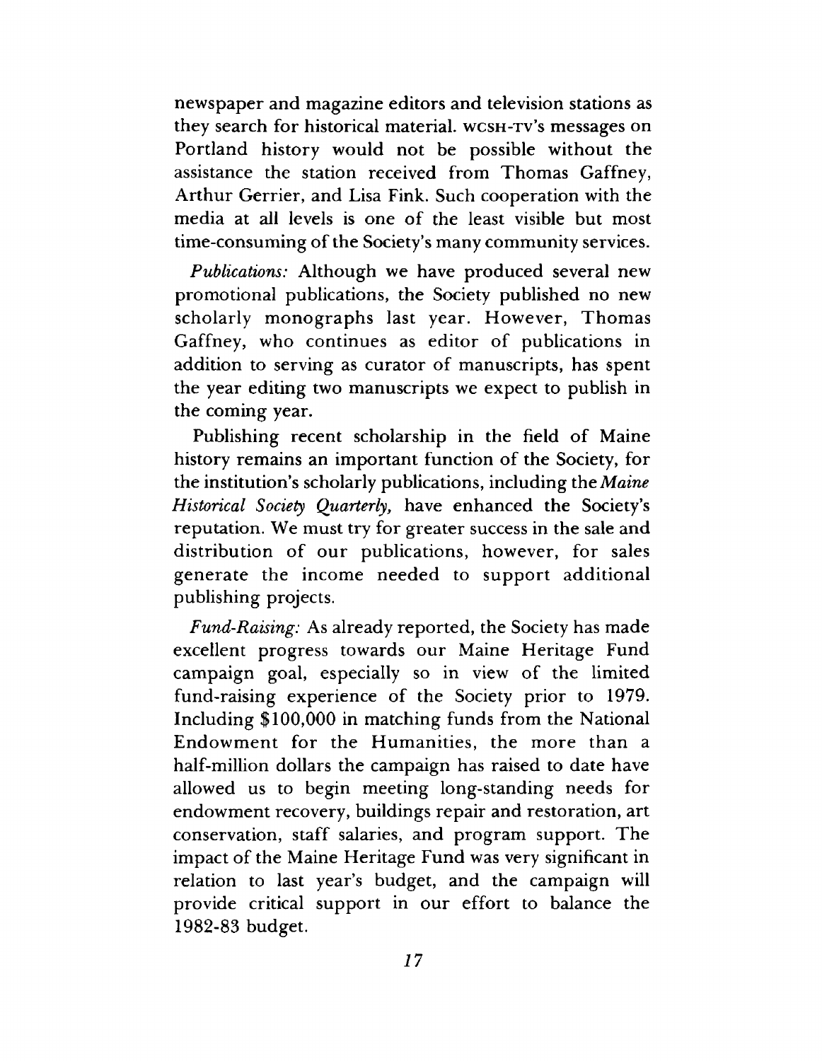newspaper and magazine editors and television stations as they search for historical material. WCSH-TV's messages on Portland history would not be possible without the assistance the station received from Thomas Gaffney, Arthur Gerrier, and Lisa Fink. Such cooperation with the media at all levels is one of the least visible but most time-consuming of the Society's many community services.

*Publications:* Although we have produced several new promotional publications, the Society published no new scholarly monographs last year. However, Thomas Gaffney, who continues as editor of publications in addition to serving as curator of manuscripts, has spent the year editing two manuscripts we expect to publish in the coming year.

Publishing recent scholarship in the field of Maine history remains an important function of the Society, for the institution's scholarly publications, including the *Maine Historical Society Quarterly,* have enhanced the Society's reputation. We must try for greater success in the sale and distribution of our publications, however, for sales generate the income needed to support additional publishing projects.

*Fund-Raising:* As already reported, the Society has made excellent progress towards our Maine Heritage Fund campaign goal, especially so in view of the limited fund-raising experience of the Society prior to 1979. Including $100,000 in matching funds from the National Endowment for the Humanities, the more than a half-million dollars the campaign has raised to date have allowed us to begin meeting long-standing needs for endowment recovery, buildings repair and restoration, art conservation, staff salaries, and program support. The impact of the Maine Heritage Fund was very significant in relation to last year's budget, and the campaign will provide critical support in our effort to balance the 1982-83 budget.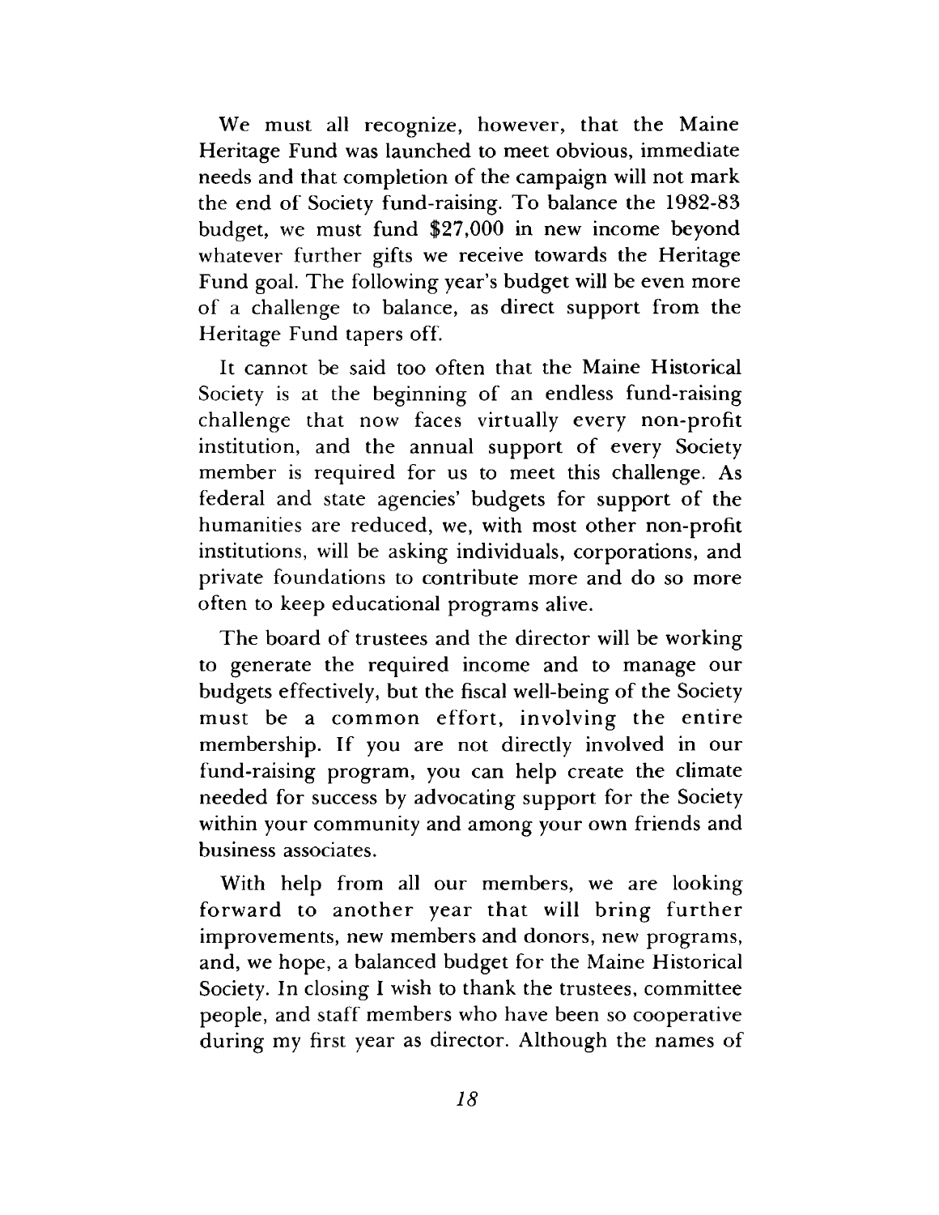We must all recognize, however, that the Maine Heritage Fund was launched to meet obvious, immediate needs and that completion of the campaign will not mark the end of Society fund-raising. To balance the 1982-83 budget, we must fund $27,000 in new income beyond whatever further gifts we receive towards the Heritage Fund goal. The following year's budget will be even more of a challenge to balance, as direct support from the Heritage Fund tapers off.

It cannot be said too often that the Maine Historical Society is at the beginning of an endless fund-raising challenge that now faces virtually every non-profit institution, and the annual support of every Society member is required for us to meet this challenge. As federal and state agencies' budgets for support of the humanities are reduced, we, with most other non-profit institutions, will be asking individuals, corporations, and private foundations to contribute more and do so more often to keep educational programs alive.

The board of trustees and the director will be working to generate the required income and to manage our budgets effectively, but the fiscal well-being of the Society must be a common effort, involving the entire membership. If you are not directly involved in our fund-raising program, you can help create the climate needed for success by advocating support for the Society within your community and among your own friends and business associates.

With help from all our members, we are looking forward to another year that will bring further improvements, new members and donors, new programs, and, we hope, a balanced budget for the Maine Historical Society. In closing I wish to thank the trustees, committee people, and staff members who have been so cooperative during my first year as director. Although the names of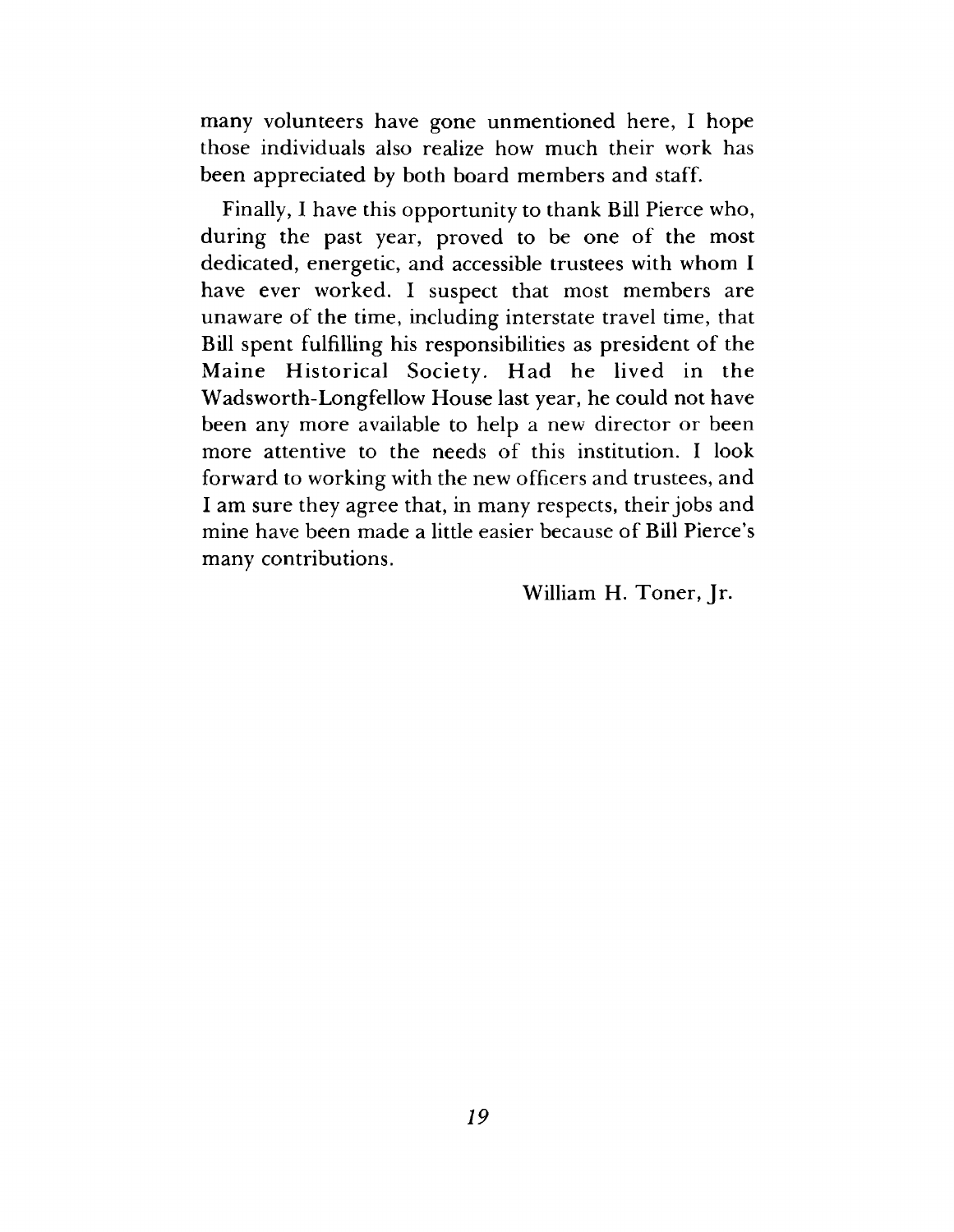many volunteers have gone unmentioned here, I hope those individuals also realize how much their work has been appreciated by both board members and staff.

Finally, I have this opportunity to thank Bill Pierce who, during the past year, proved to be one of the most dedicated, energetic, and accessible trustees with whom I have ever worked. I suspect that most members are unaware of the time, including interstate travel time, that Bill spent fulfilling his responsibilities as president of the Maine Historical Society. Had he lived in the Wadsworth-Longfellow House last year, he could not have been any more available to help a new director or been more attentive to the needs of this institution. I look forward to working with the new officers and trustees, and I am sure they agree that, in many respects, their jobs and mine have been made a little easier because of Bill Pierce's many contributions.

William H. Toner, Jr.